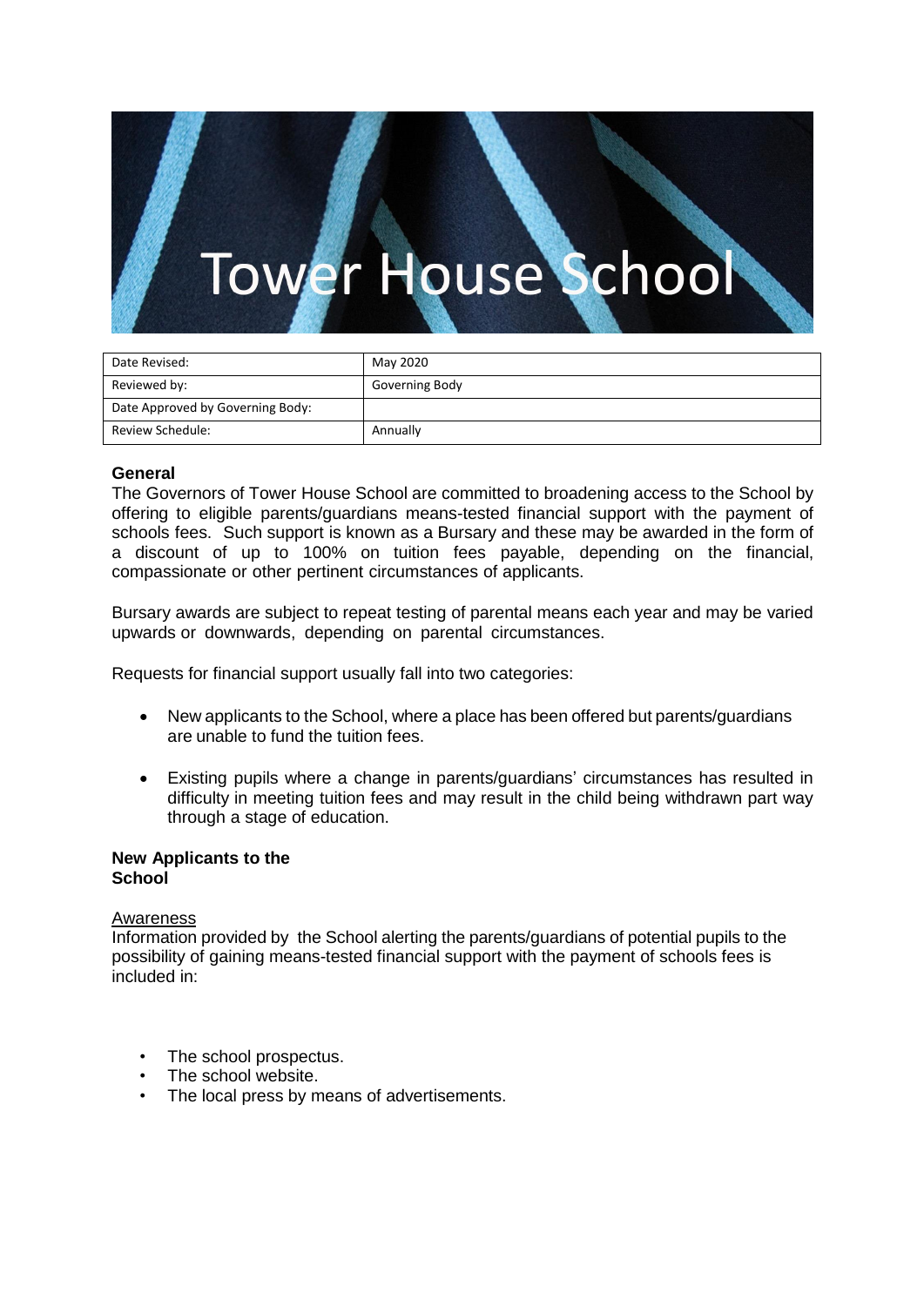# Tower House School

| Date Revised: | May 2020 |
|---|---|
| Reviewed by: | Governing Body |
| Date Approved by Governing Body: | |
| Review Schedule: | Annually |

**General**

The Governors of Tower House School are committed to broadening access to the School by offering to eligible parents/guardians means-tested financial support with the payment of schools fees. Such support is known as a Bursary and these may be awarded in the form of a discount of up to 100% on tuition fees payable, depending on the financial, compassionate or other pertinent circumstances of applicants.

Bursary awards are subject to repeat testing of parental means each year and may be varied upwards or downwards, depending on parental circumstances.

Requests for financial support usually fall into two categories:

- New applicants to the School, where a place has been offered but parents/guardians are unable to fund the tuition fees.

- Existing pupils where a change in parents/guardians' circumstances has resulted in difficulty in meeting tuition fees and may result in the child being withdrawn part way through a stage of education.

**New Applicants to the School**

Awareness

Information provided by the School alerting the parents/guardians of potential pupils to the possibility of gaining means-tested financial support with the payment of schools fees is included in:

- The school prospectus.
- The school website.
- The local press by means of advertisements.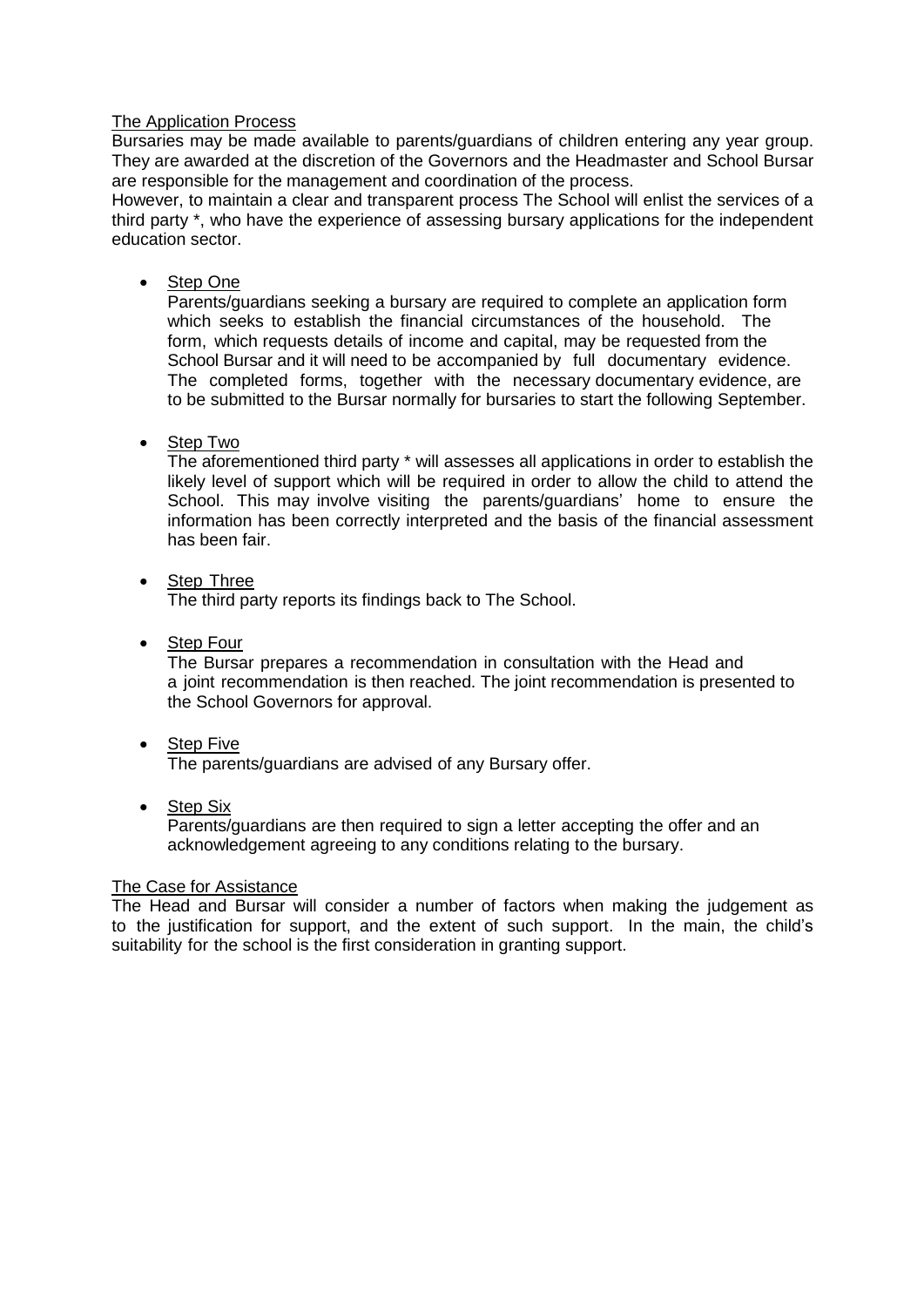## The Application Process

Bursaries may be made available to parents/guardians of children entering any year group. They are awarded at the discretion of the Governors and the Headmaster and School Bursar are responsible for the management and coordination of the process.

However, to maintain a clear and transparent process The School will enlist the services of a third party *, who have the experience of assessing bursary applications for the independent education sector.

- Step One

  Parents/guardians seeking a bursary are required to complete an application form which seeks to establish the financial circumstances of the household. The form, which requests details of income and capital, may be requested from the School Bursar and it will need to be accompanied by full documentary evidence. The completed forms, together with the necessary documentary evidence, are to be submitted to the Bursar normally for bursaries to start the following September.

- Step Two

  The aforementioned third party * will assesses all applications in order to establish the likely level of support which will be required in order to allow the child to attend the School. This may involve visiting the parents/guardians' home to ensure the information has been correctly interpreted and the basis of the financial assessment has been fair.

- Step Three

  The third party reports its findings back to The School.

- Step Four

  The Bursar prepares a recommendation in consultation with the Head and a joint recommendation is then reached. The joint recommendation is presented to the School Governors for approval.

- Step Five

  The parents/guardians are advised of any Bursary offer.

- Step Six

  Parents/guardians are then required to sign a letter accepting the offer and an acknowledgement agreeing to any conditions relating to the bursary.

## The Case for Assistance

The Head and Bursar will consider a number of factors when making the judgement as to the justification for support, and the extent of such support. In the main, the child's suitability for the school is the first consideration in granting support.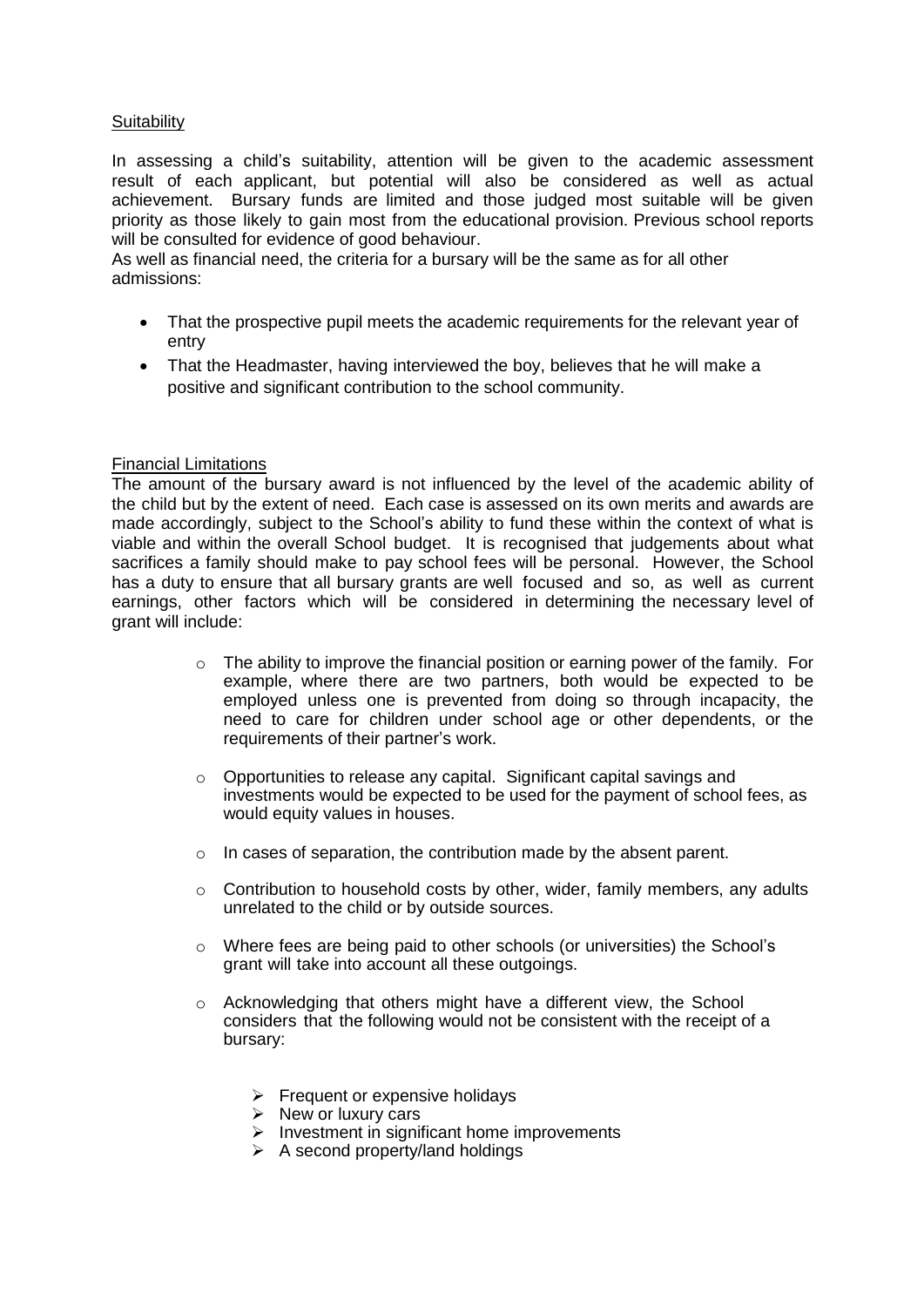## Suitability

In assessing a child's suitability, attention will be given to the academic assessment result of each applicant, but potential will also be considered as well as actual achievement. Bursary funds are limited and those judged most suitable will be given priority as those likely to gain most from the educational provision. Previous school reports will be consulted for evidence of good behaviour.

As well as financial need, the criteria for a bursary will be the same as for all other admissions:

- That the prospective pupil meets the academic requirements for the relevant year of entry
- That the Headmaster, having interviewed the boy, believes that he will make a positive and significant contribution to the school community.

## Financial Limitations

The amount of the bursary award is not influenced by the level of the academic ability of the child but by the extent of need. Each case is assessed on its own merits and awards are made accordingly, subject to the School's ability to fund these within the context of what is viable and within the overall School budget. It is recognised that judgements about what sacrifices a family should make to pay school fees will be personal. However, the School has a duty to ensure that all bursary grants are well focused and so, as well as current earnings, other factors which will be considered in determining the necessary level of grant will include:

- The ability to improve the financial position or earning power of the family. For example, where there are two partners, both would be expected to be employed unless one is prevented from doing so through incapacity, the need to care for children under school age or other dependents, or the requirements of their partner's work.
- Opportunities to release any capital. Significant capital savings and investments would be expected to be used for the payment of school fees, as would equity values in houses.
- In cases of separation, the contribution made by the absent parent.
- Contribution to household costs by other, wider, family members, any adults unrelated to the child or by outside sources.
- Where fees are being paid to other schools (or universities) the School's grant will take into account all these outgoings.
- Acknowledging that others might have a different view, the School considers that the following would not be consistent with the receipt of a bursary:
  - Frequent or expensive holidays
  - New or luxury cars
  - Investment in significant home improvements
  - A second property/land holdings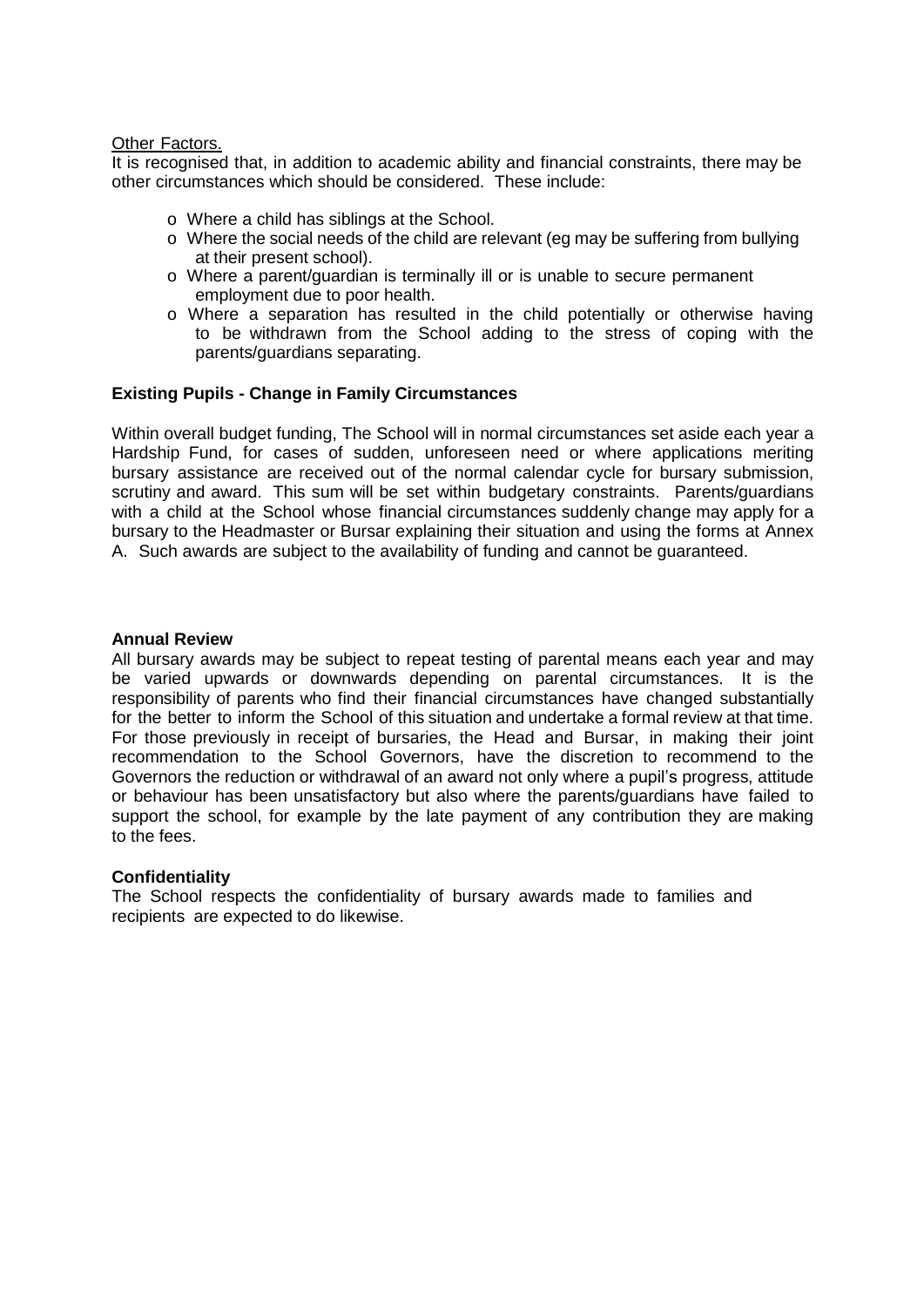Other Factors.

It is recognised that, in addition to academic ability and financial constraints, there may be other circumstances which should be considered. These include:

- Where a child has siblings at the School.
- Where the social needs of the child are relevant (eg may be suffering from bullying at their present school).
- Where a parent/guardian is terminally ill or is unable to secure permanent employment due to poor health.
- Where a separation has resulted in the child potentially or otherwise having to be withdrawn from the School adding to the stress of coping with the parents/guardians separating.

**Existing Pupils - Change in Family Circumstances**

Within overall budget funding, The School will in normal circumstances set aside each year a Hardship Fund, for cases of sudden, unforeseen need or where applications meriting bursary assistance are received out of the normal calendar cycle for bursary submission, scrutiny and award. This sum will be set within budgetary constraints. Parents/guardians with a child at the School whose financial circumstances suddenly change may apply for a bursary to the Headmaster or Bursar explaining their situation and using the forms at Annex A. Such awards are subject to the availability of funding and cannot be guaranteed.

**Annual Review**

All bursary awards may be subject to repeat testing of parental means each year and may be varied upwards or downwards depending on parental circumstances. It is the responsibility of parents who find their financial circumstances have changed substantially for the better to inform the School of this situation and undertake a formal review at that time. For those previously in receipt of bursaries, the Head and Bursar, in making their joint recommendation to the School Governors, have the discretion to recommend to the Governors the reduction or withdrawal of an award not only where a pupil's progress, attitude or behaviour has been unsatisfactory but also where the parents/guardians have failed to support the school, for example by the late payment of any contribution they are making to the fees.

**Confidentiality**

The School respects the confidentiality of bursary awards made to families and recipients are expected to do likewise.